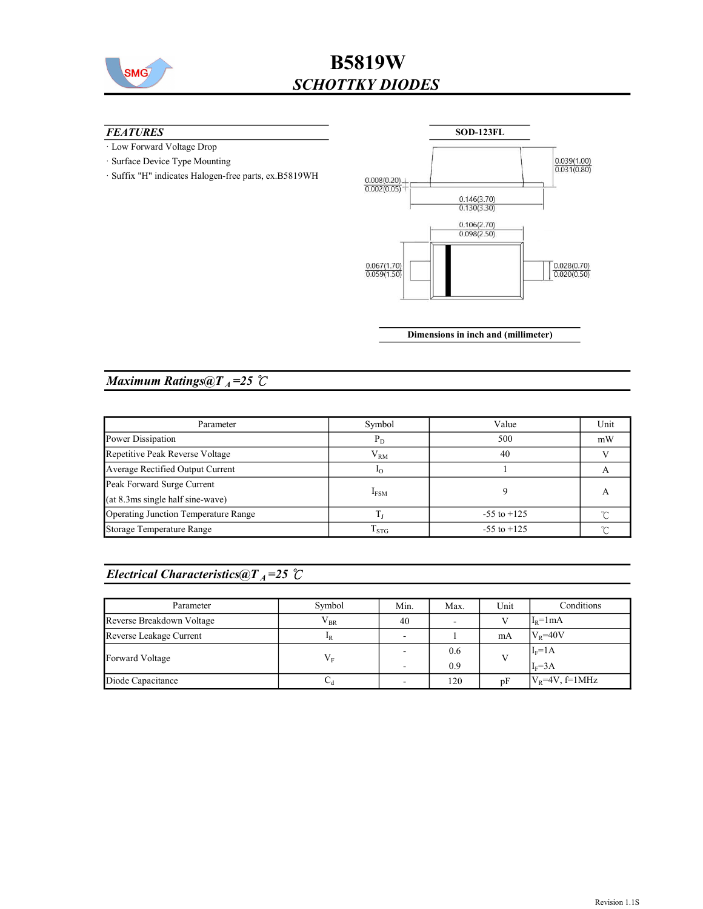# B5819W

## *SCHOTTKY DIODES*

### *FEATURES*

- · Low Forward Voltage Drop
- · Surface Device Type Mounting
- · Suffix "H" indicates Halogen-free parts, ex.B5819WH

**SOD-123FL**

0.039(1.00)
0.031(0.80)

0.008(0.20)
0.002(0.05)

0.146(3.70)
0.130(3.30)

0.106(2.70)
0.098(2.50)

0.067(1.70)
0.059(1.50)

0.028(0.70)
0.020(0.50)

**Dimensions in inch and (millimeter)**

## *Maximum Ratings@$T_A$=25 ℃*

| Parameter | Symbol | Value | Unit |
|---|---|---|---|
| Power Dissipation | $P_D$ | 500 | mW |
| Repetitive Peak Reverse Voltage | $V_{RM}$ | 40 | V |
| Average Rectified Output Current | $I_O$ | 1 | A |
| Peak Forward Surge Current (at 8.3ms single half sine-wave) | $I_{FSM}$ | 9 | A |
| Operating Junction Temperature Range | $T_J$ | -55 to +125 | ℃ |
| Storage Temperature Range | $T_{STG}$ | -55 to +125 | ℃ |

## *Electrical Characteristics@$T_A$=25 ℃*

| Parameter | Symbol | Min. | Max. | Unit | Conditions |
|---|---|---|---|---|---|
| Reverse Breakdown Voltage | $V_{BR}$ | 40 | - | V | $I_R$=1mA |
| Reverse Leakage Current | $I_R$ | - | 1 | mA | $V_R$=40V |
| Forward Voltage | $V_F$ | - | 0.6 | V | $I_F$=1A |
| | | - | 0.9 | | $I_F$=3A |
| Diode Capacitance | $C_d$ | - | 120 | pF | $V_R$=4V, f=1MHz |

Revision 1.1S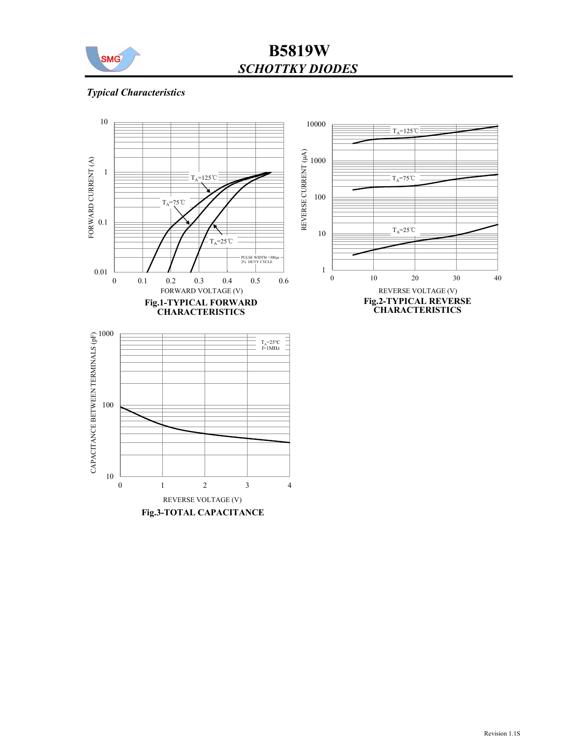# B5819W

## *SCHOTTKY DIODES*

### *Typical Characteristics*

FORWARD CURRENT (A)

FORWARD VOLTAGE (V)

$T_A$=125℃

$T_A$=75℃

$T_A$=25℃

PULSE WIDTH =300μs
2% DUTY CYCLE

**Fig.1-TYPICAL FORWARD CHARACTERISTICS**

REVERSE CURRENT (μA)

REVERSE VOLTAGE (V)

$T_A$=125℃

$T_A$=75℃

$T_A$=25℃

**Fig.2-TYPICAL REVERSE CHARACTERISTICS**

CAPACITANCE BETWEEN TERMINALS (pF)

REVERSE VOLTAGE (V)

$T_A$=25°C
f=1MHz

**Fig.3-TOTAL CAPACITANCE**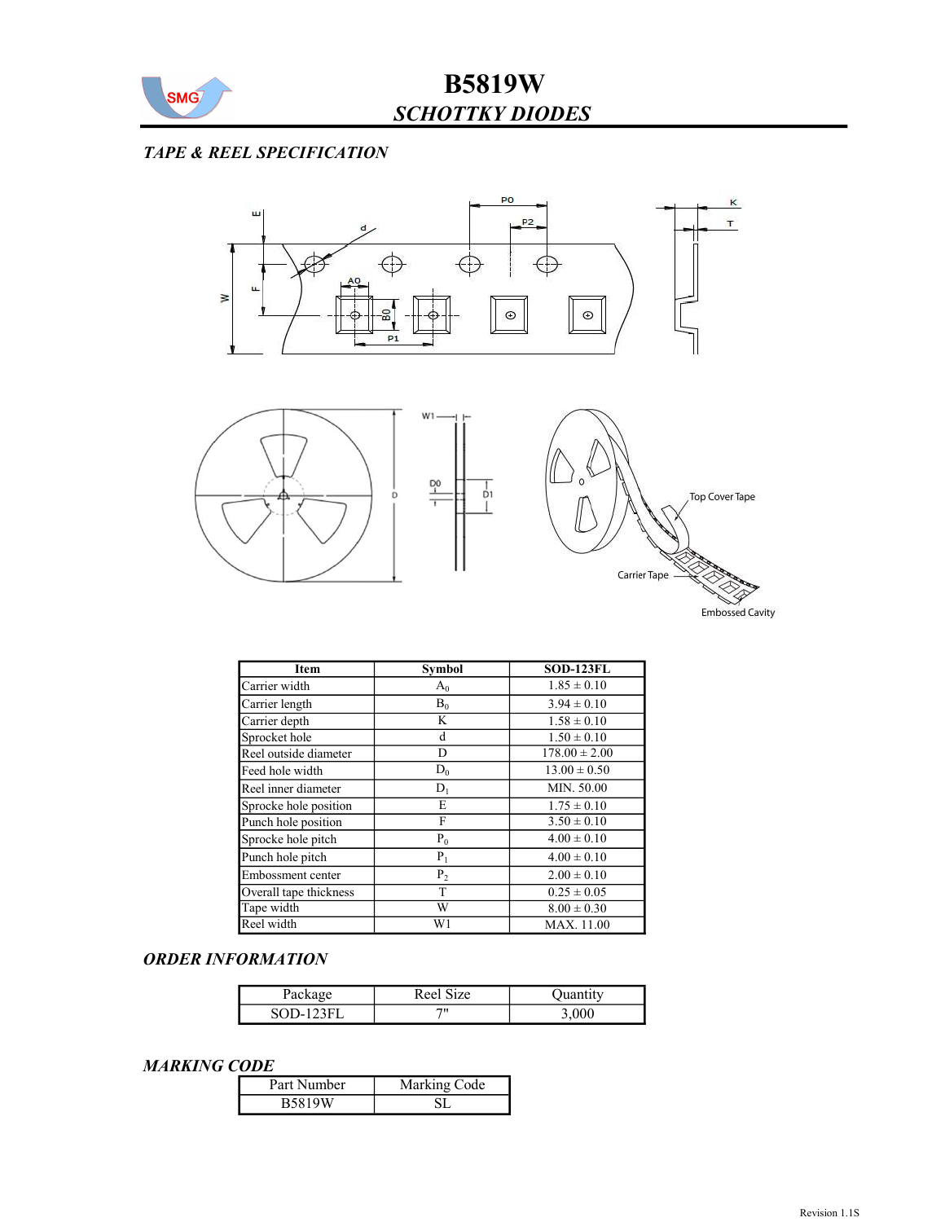# B5819W

## *SCHOTTKY DIODES*

### *TAPE & REEL SPECIFICATION*

| Item | Symbol | SOD-123FL |
| --- | --- | --- |
| Carrier width | $A_0$ | 1.85 ± 0.10 |
| Carrier length | $B_0$ | 3.94 ± 0.10 |
| Carrier depth | K | 1.58 ± 0.10 |
| Sprocket hole | d | 1.50 ± 0.10 |
| Reel outside diameter | D | 178.00 ± 2.00 |
| Feed hole width | $D_0$ | 13.00 ± 0.50 |
| Reel inner diameter | $D_1$ | MIN. 50.00 |
| Sprocke hole position | E | 1.75 ± 0.10 |
| Punch hole position | F | 3.50 ± 0.10 |
| Sprocke hole pitch | $P_0$ | 4.00 ± 0.10 |
| Punch hole pitch | $P_1$ | 4.00 ± 0.10 |
| Embossment center | $P_2$ | 2.00 ± 0.10 |
| Overall tape thickness | T | 0.25 ± 0.05 |
| Tape width | W | 8.00 ± 0.30 |
| Reel width | W1 | MAX. 11.00 |

### *ORDER INFORMATION*

| Package | Reel Size | Quantity |
| --- | --- | --- |
| SOD-123FL | 7" | 3,000 |

### *MARKING CODE*

| Part Number | Marking Code |
| --- | --- |
| B5819W | SL |

Revision 1.1S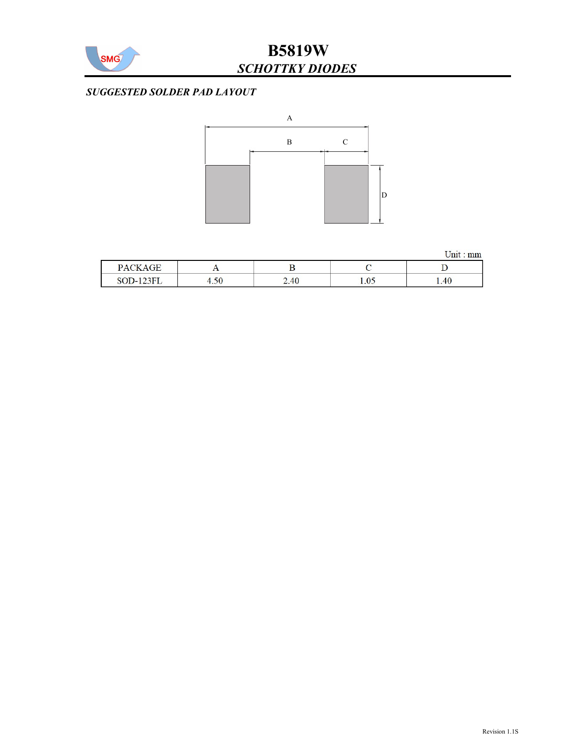## SUGGESTED SOLDER PAD LAYOUT

A

B C

D

Unit : mm

| PACKAGE | A | B | C | D |
|---|---|---|---|---|
| SOD-123FL | 4.50 | 2.40 | 1.05 | 1.40 |

Revision 1.1S